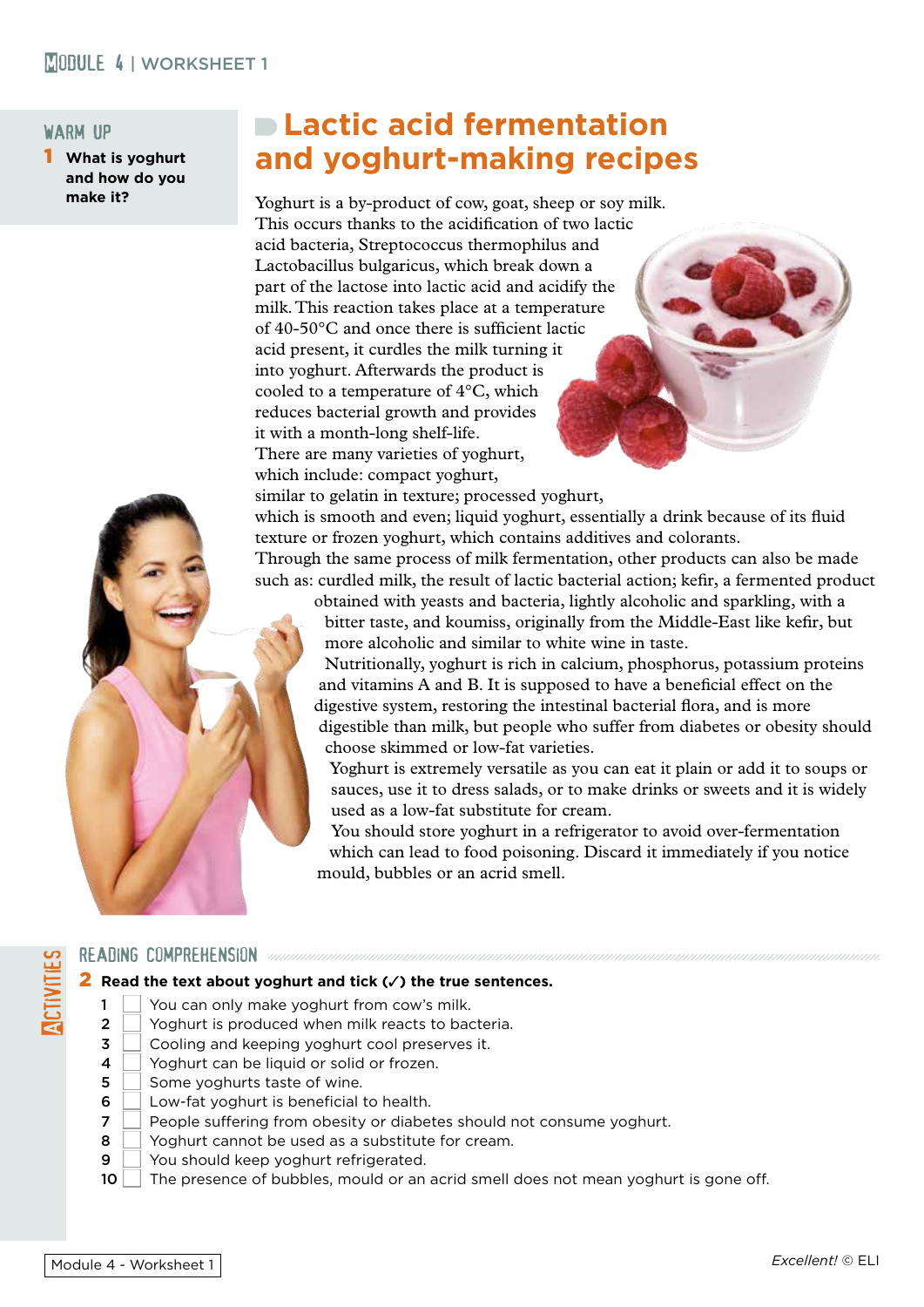## WARM UP

**1** **What is yoghurt and how do you make it?**

# Lactic acid fermentation and yoghurt-making recipes

Yoghurt is a by-product of cow, goat, sheep or soy milk. This occurs thanks to the acidification of two lactic acid bacteria, Streptococcus thermophilus and Lactobacillus bulgaricus, which break down a part of the lactose into lactic acid and acidify the milk. This reaction takes place at a temperature of 40-50°C and once there is sufficient lactic acid present, it curdles the milk turning it into yoghurt. Afterwards the product is cooled to a temperature of 4°C, which reduces bacterial growth and provides it with a month-long shelf-life.

There are many varieties of yoghurt, which include: compact yoghurt, similar to gelatin in texture; processed yoghurt, which is smooth and even; liquid yoghurt, essentially a drink because of its fluid texture or frozen yoghurt, which contains additives and colorants.

Through the same process of milk fermentation, other products can also be made such as: curdled milk, the result of lactic bacterial action; kefir, a fermented product obtained with yeasts and bacteria, lightly alcoholic and sparkling, with a bitter taste, and koumiss, originally from the Middle-East like kefir, but more alcoholic and similar to white wine in taste.

Nutritionally, yoghurt is rich in calcium, phosphorus, potassium proteins and vitamins A and B. It is supposed to have a beneficial effect on the digestive system, restoring the intestinal bacterial flora, and is more digestible than milk, but people who suffer from diabetes or obesity should choose skimmed or low-fat varieties.

Yoghurt is extremely versatile as you can eat it plain or add it to soups or sauces, use it to dress salads, or to make drinks or sweets and it is widely used as a low-fat substitute for cream.

You should store yoghurt in a refrigerator to avoid over-fermentation which can lead to food poisoning. Discard it immediately if you notice mould, bubbles or an acrid smell.

## ACTIVITIES

### READING COMPREHENSION

**2** **Read the text about yoghurt and tick (✓) the true sentences.**

1. ☐ You can only make yoghurt from cow's milk.
2. ☐ Yoghurt is produced when milk reacts to bacteria.
3. ☐ Cooling and keeping yoghurt cool preserves it.
4. ☐ Yoghurt can be liquid or solid or frozen.
5. ☐ Some yoghurts taste of wine.
6. ☐ Low-fat yoghurt is beneficial to health.
7. ☐ People suffering from obesity or diabetes should not consume yoghurt.
8. ☐ Yoghurt cannot be used as a substitute for cream.
9. ☐ You should keep yoghurt refrigerated.
10. ☐ The presence of bubbles, mould or an acrid smell does not mean yoghurt is gone off.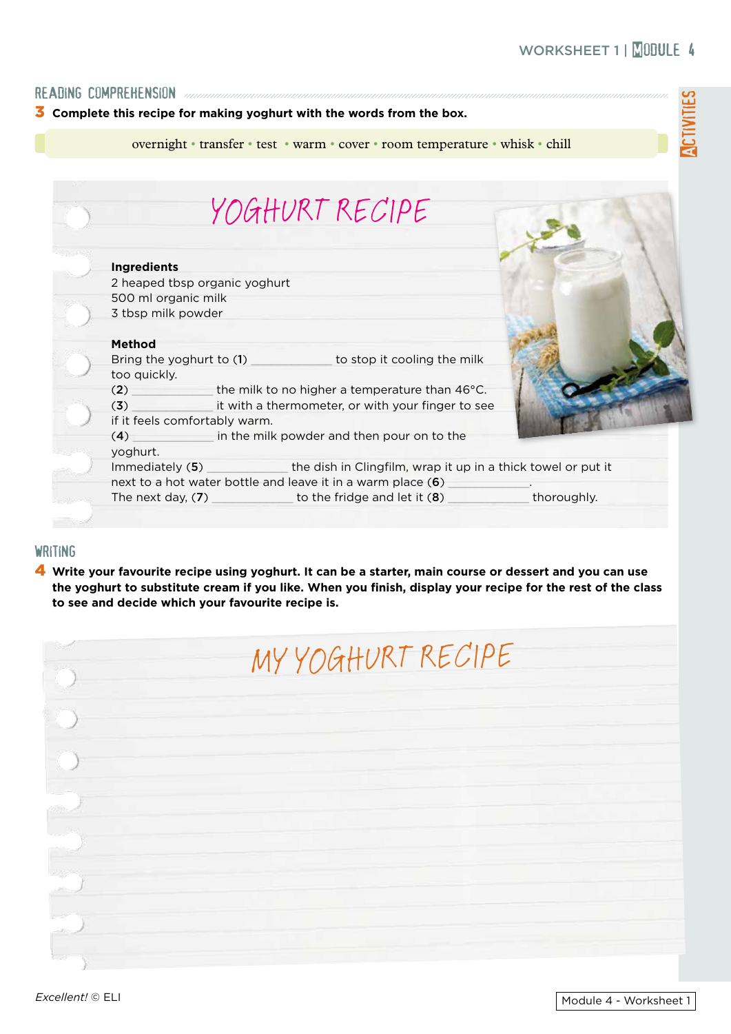## READING COMPREHENSION

**3 Complete this recipe for making yoghurt with the words from the box.**

overnight • transfer • test • warm • cover • room temperature • whisk • chill

### YOGHURT RECIPE

**Ingredients**

2 heaped tbsp organic yoghurt
500 ml organic milk
3 tbsp milk powder

**Method**

Bring the yoghurt to **(1)** ____________ to stop it cooling the milk too quickly.
**(2)** ____________ the milk to no higher a temperature than 46°C.
**(3)** ____________ it with a thermometer, or with your finger to see if it feels comfortably warm.
**(4)** ____________ in the milk powder and then pour on to the yoghurt.
Immediately **(5)** ____________ the dish in Clingfilm, wrap it up in a thick towel or put it next to a hot water bottle and leave it in a warm place **(6)** ____________.
The next day, **(7)** ____________ to the fridge and let it **(8)** ____________ thoroughly.

## WRITING

**4 Write your favourite recipe using yoghurt. It can be a starter, main course or dessert and you can use the yoghurt to substitute cream if you like. When you finish, display your recipe for the rest of the class to see and decide which your favourite recipe is.**

### MY YOGHURT RECIPE